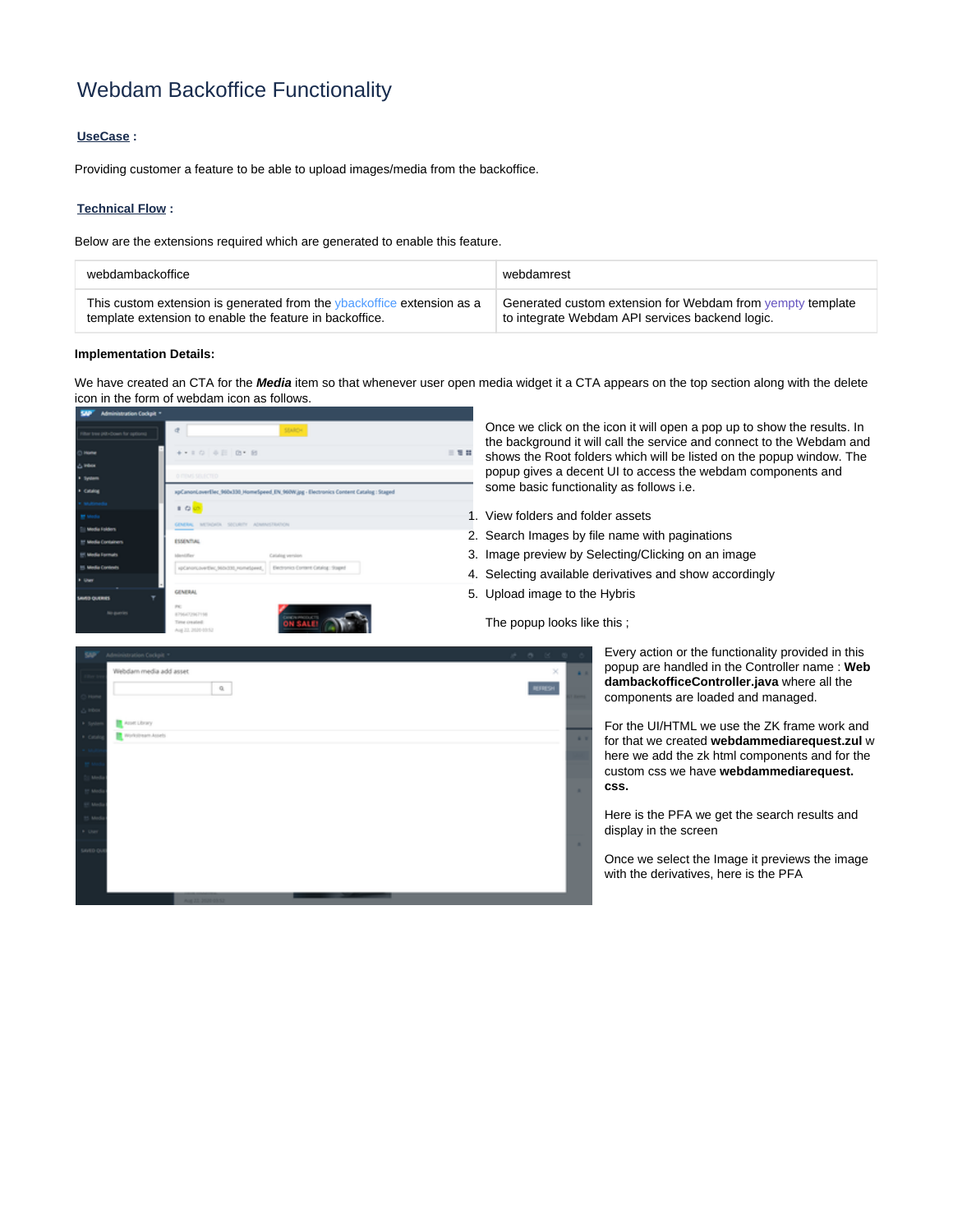# Webdam Backoffice Functionality

**UseCase** :

Providing customer a feature to be able to upload images/media from the backoffice.

**Technical Flow** :

Below are the extensions required which are generated to enable this feature.

| webdambackoffice | webdamrest |
|---|---|
| This custom extension is generated from the ybackoffice extension as a template extension to enable the feature in backoffice. | Generated custom extension for Webdam from yempty template to integrate Webdam API services backend logic. |

**Implementation Details:**

We have created an CTA for the ***Media*** item so that whenever user open media widget it a CTA appears on the top section along with the delete icon in the form of webdam icon as follows.

Once we click on the icon it will open a pop up to show the results. In the background it will call the service and connect to the Webdam and shows the Root folders which will be listed on the popup window. The popup gives a decent UI to access the webdam components and some basic functionality as follows i.e.

1. View folders and folder assets
2. Search Images by file name with paginations
3. Image preview by Selecting/Clicking on an image
4. Selecting available derivatives and show accordingly
5. Upload image to the Hybris

The popup looks like this ;

Every action or the functionality provided in this popup are handled in the Controller name : **WebdambackofficeController.java** where all the components are loaded and managed.

For the UI/HTML we use the ZK frame work and for that we created **webdammediarequest.zul** where we add the zk html components and for the custom css we have **webdammediarequest.css.**

Here is the PFA we get the search results and display in the screen

Once we select the Image it previews the image with the derivatives, here is the PFA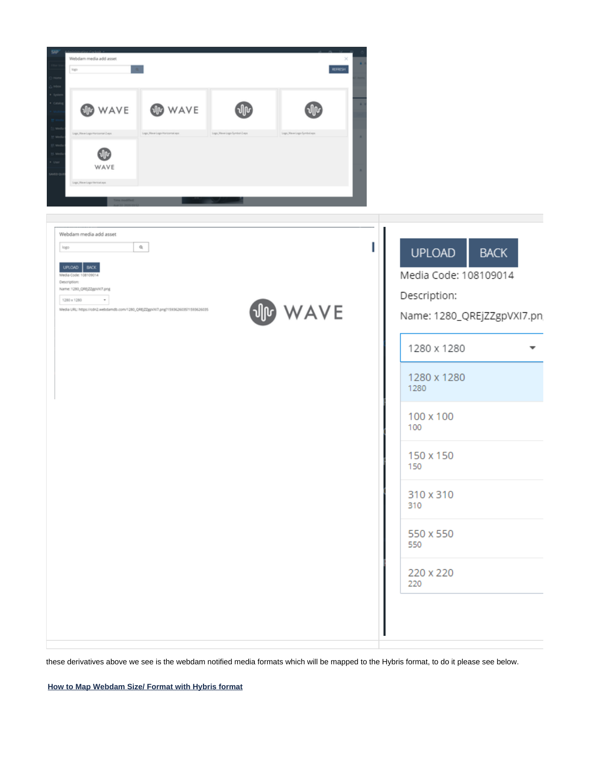these derivatives above we see is the webdam notified media formats which will be mapped to the Hybris format, to do it please see below.

**How to Map Webdam Size/ Format with Hybris format**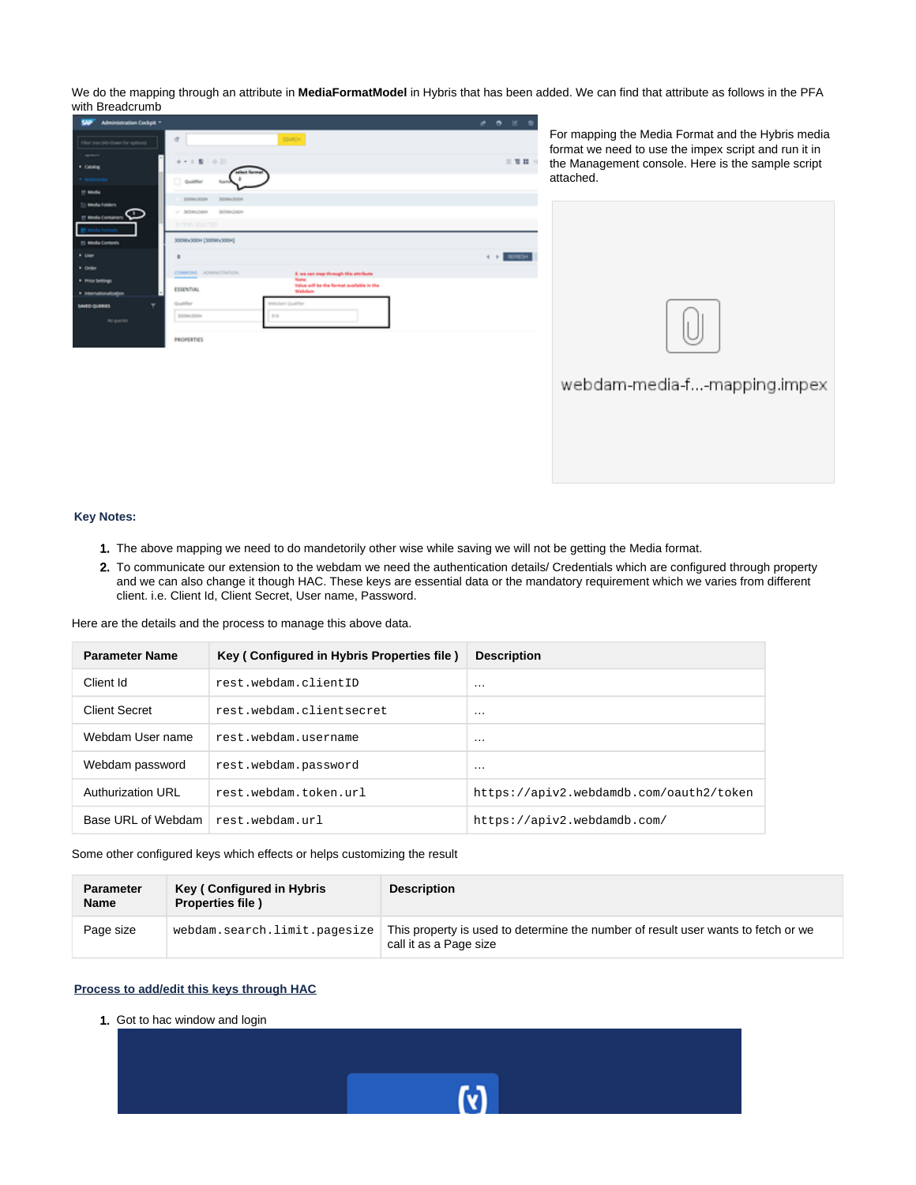We do the mapping through an attribute in **MediaFormatModel** in Hybris that has been added. We can find that attribute as follows in the PFA with Breadcrumb

For mapping the Media Format and the Hybris media format we need to use the impex script and run it in the Management console. Here is the sample script attached.

webdam-media-f...-mapping.impex

**Key Notes:**

1. The above mapping we need to do mandetorily other wise while saving we will not be getting the Media format.
2. To communicate our extension to the webdam we need the authentication details/ Credentials which are configured through property and we can also change it though HAC. These keys are essential data or the mandatory requirement which we varies from different client. i.e. Client Id, Client Secret, User name, Password.

Here are the details and the process to manage this above data.

| Parameter Name | Key ( Configured in Hybris Properties file ) | Description |
|---|---|---|
| Client Id | `rest.webdam.clientID` | ... |
| Client Secret | `rest.webdam.clientsecret` | ... |
| Webdam User name | `rest.webdam.username` | ... |
| Webdam password | `rest.webdam.password` | ... |
| Authurization URL | `rest.webdam.token.url` | `https://apiv2.webdamdb.com/oauth2/token` |
| Base URL of Webdam | `rest.webdam.url` | `https://apiv2.webdamdb.com/` |

Some other configured keys which effects or helps customizing the result

| Parameter Name | Key ( Configured in Hybris Properties file ) | Description |
|---|---|---|
| Page size | `webdam.search.limit.pagesize` | This property is used to determine the number of result user wants to fetch or we call it as a Page size |

**Process to add/edit this keys through HAC**

1. Got to hac window and login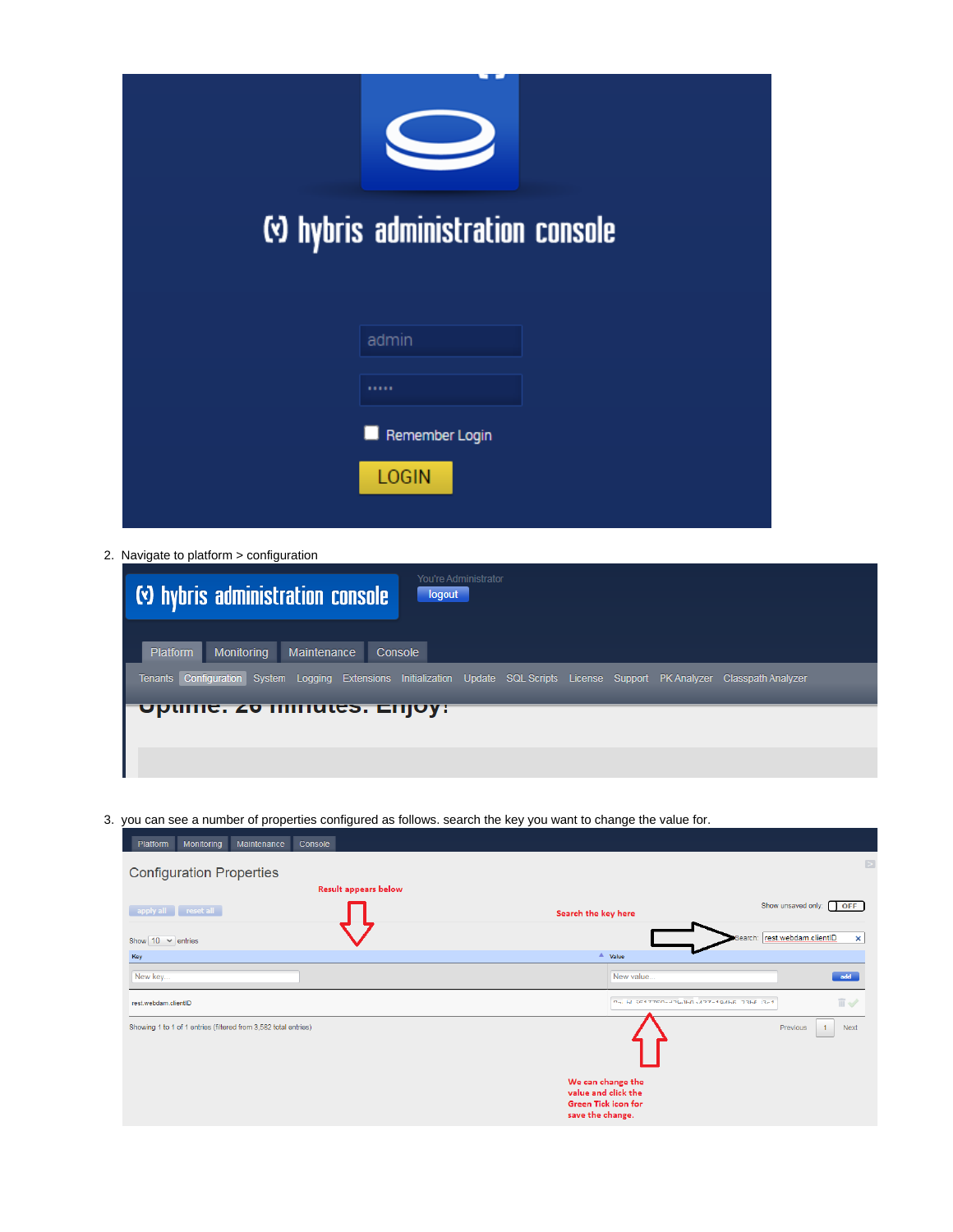2. Navigate to platform > configuration

3. you can see a number of properties configured as follows. search the key you want to change the value for.